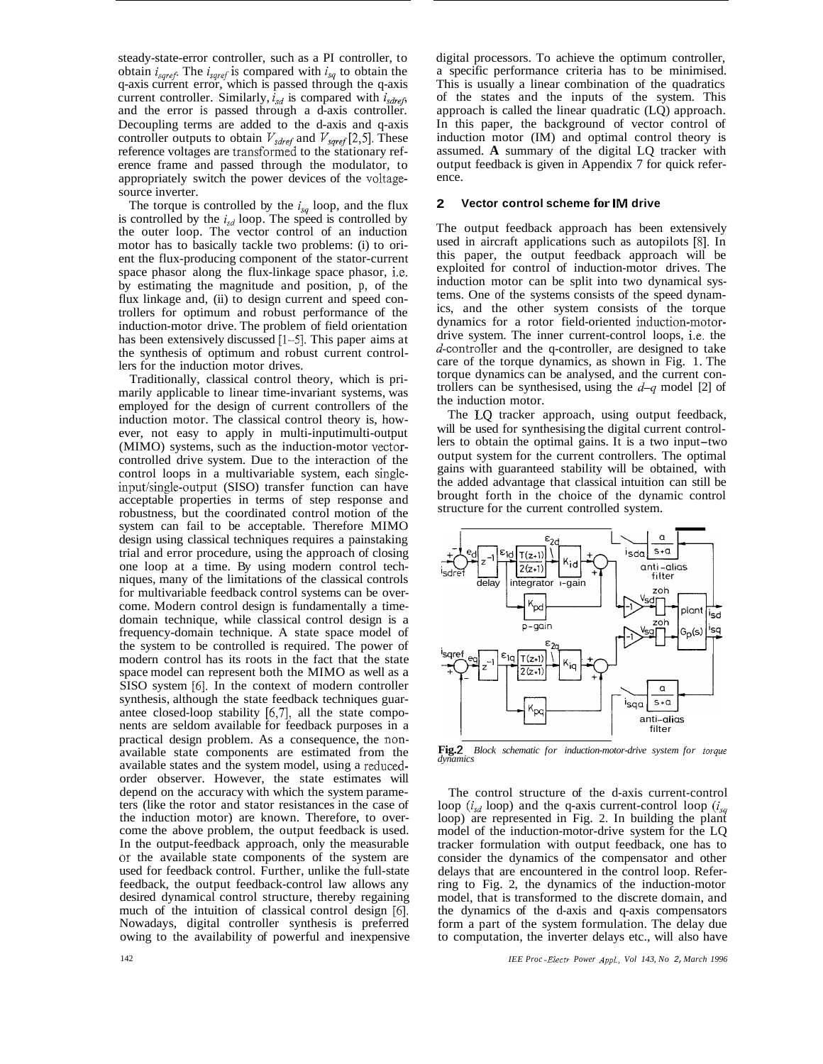steady-state-error controller, such as a PI controller, to obtain $i_{sqref}$. The $i_{sqref}$ is compared with $i_{sq}$ to obtain the q-axis current error, which is passed through the q-axis current controller. Similarly, $i_{sd}$ is compared with $i_{sdref}$, and the error is passed through a d-axis controller. Decoupling terms are added to the d-axis and q-axis controller outputs to obtain $V_{sdref}$ and $V_{sqref}$ [2,5]. These reference voltages are transformed to the stationary reference frame and passed through the modulator, to appropriately switch the power devices of the voltage-source inverter.

The torque is controlled by the $i_{sq}$ loop, and the flux is controlled by the $i_{sd}$ loop. The speed is controlled by the outer loop. The vector control of an induction motor has to basically tackle two problems: (i) to orient the flux-producing component of the stator-current space phasor along the flux-linkage space phasor, i.e. by estimating the magnitude and position, p, of the flux linkage and, (ii) to design current and speed controllers for optimum and robust performance of the induction-motor drive. The problem of field orientation has been extensively discussed [1–5]. This paper aims at the synthesis of optimum and robust current controllers for the induction motor drives.

Traditionally, classical control theory, which is primarily applicable to linear time-invariant systems, was employed for the design of current controllers of the induction motor. The classical control theory is, however, not easy to apply in multi-input/multi-output (MIMO) systems, such as the induction-motor vector-controlled drive system. Due to the interaction of the control loops in a multivariable system, each single-input/single-output (SISO) transfer function can have acceptable properties in terms of step response and robustness, but the coordinated control motion of the system can fail to be acceptable. Therefore MIMO design using classical techniques requires a painstaking trial and error procedure, using the approach of closing one loop at a time. By using modern control techniques, many of the limitations of the classical controls for multivariable feedback control systems can be overcome. Modern control design is fundamentally a time-domain technique, while classical control design is a frequency-domain technique. A state space model of the system to be controlled is required. The power of modern control has its roots in the fact that the state space model can represent both the MIMO as well as a SISO system [6]. In the context of modern controller synthesis, although the state feedback techniques guarantee closed-loop stability [6,7], all the state components are seldom available for feedback purposes in a practical design problem. As a consequence, the non-available state components are estimated from the available states and the system model, using a reduced-order observer. However, the state estimates will depend on the accuracy with which the system parameters (like the rotor and stator resistances in the case of the induction motor) are known. Therefore, to overcome the above problem, the output feedback is used. In the output-feedback approach, only the measurable or the available state components of the system are used for feedback control. Further, unlike the full-state feedback, the output feedback-control law allows any desired dynamical control structure, thereby regaining much of the intuition of classical control design [6]. Nowadays, digital controller synthesis is preferred owing to the availability of powerful and inexpensive digital processors. To achieve the optimum controller, a specific performance criteria has to be minimised. This is usually a linear combination of the quadratics of the states and the inputs of the system. This approach is called the linear quadratic (LQ) approach. In this paper, the background of vector control of induction motor (IM) and optimal control theory is assumed. **A** summary of the digital LQ tracker with output feedback is given in Appendix 7 for quick reference.

## 2 Vector control scheme for IM drive

The output feedback approach has been extensively used in aircraft applications such as autopilots [8]. In this paper, the output feedback approach will be exploited for control of induction-motor drives. The induction motor can be split into two dynamical systems. One of the systems consists of the speed dynamics, and the other system consists of the torque dynamics for a rotor field-oriented induction-motor-drive system. The inner current-control loops, i.e. the $d$-controller and the q-controller, are designed to take care of the torque dynamics, as shown in Fig. 1. The torque dynamics can be analysed, and the current controllers can be synthesised, using the $d$–$q$ model [2] of the induction motor.

The LQ tracker approach, using output feedback, will be used for synthesising the digital current controllers to obtain the optimal gains. It is a two input–two output system for the current controllers. The optimal gains with guaranteed stability will be obtained, with the added advantage that classical intuition can still be brought forth in the choice of the dynamic control structure for the current controlled system.

**Fig.2** *Block schematic for induction-motor-drive system for torque dynamics*

The control structure of the d-axis current-control loop ($i_{sd}$ loop) and the q-axis current-control loop ($i_{sq}$ loop) are represented in Fig. 2. In building the plant model of the induction-motor-drive system for the LQ tracker formulation with output feedback, one has to consider the dynamics of the compensator and other delays that are encountered in the control loop. Referring to Fig. 2, the dynamics of the induction-motor model, that is transformed to the discrete domain, and the dynamics of the d-axis and q-axis compensators form a part of the system formulation. The delay due to computation, the inverter delays etc., will also have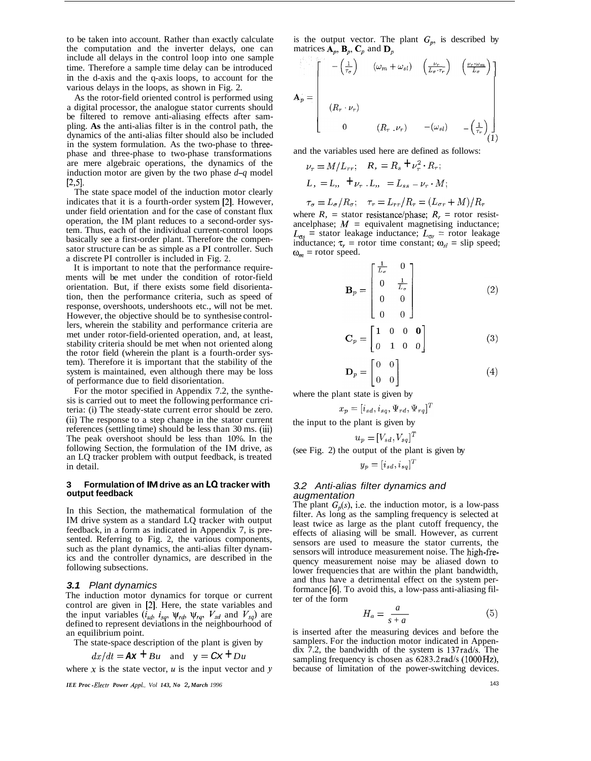to be taken into account. Rather than exactly calculate the computation and the inverter delays, one can include all delays in the control loop into one sample time. Therefore a sample time delay can be introduced in the d-axis and the q-axis loops, to account for the various delays in the loops, as shown in Fig. 2.

As the rotor-field oriented control is performed using a digital processor, the analogue stator currents should be filtered to remove anti-aliasing effects after sampling. As the anti-alias filter is in the control path, the dynamics of the anti-alias filter should also be included in the system formulation. As the two-phase to three-phase and three-phase to two-phase transformations are mere algebraic operations, the dynamics of the induction motor are given by the two phase $d$–$q$ model [2,5].

The state space model of the induction motor clearly indicates that it is a fourth-order system [2]. However, under field orientation and for the case of constant flux operation, the IM plant reduces to a second-order system. Thus, each of the individual current-control loops basically see a first-order plant. Therefore the compensator structure can be as simple as a PI controller. Such a discrete PI controller is included in Fig. 2.

It is important to note that the performance requirements will be met under the condition of rotor-field orientation. But, if there exists some field disorientation, then the performance criteria, such as speed of response, overshoots, undershoots etc., will not be met. However, the objective should be to synthesise controllers, wherein the stability and performance criteria are met under rotor-field-oriented operation, and, at least, stability criteria should be met when not oriented along the rotor field (wherein the plant is a fourth-order system). Therefore it is important that the stability of the system is maintained, even although there may be loss of performance due to field disorientation.

For the motor specified in Appendix 7.2, the synthesis is carried out to meet the following performance criteria: (i) The steady-state current error should be zero. (ii) The response to a step change in the stator current references (settling time) should be less than 30 ms. (iii) The peak overshoot should be less than 10%. In the following Section, the formulation of the IM drive, as an LQ tracker problem with output feedback, is treated in detail.

## 3 Formulation of IM drive as an LQ tracker with output feedback

In this Section, the mathematical formulation of the IM drive system as a standard LQ tracker with output feedback, in a form as indicated in Appendix 7, is presented. Referring to Fig. 2, the various components, such as the plant dynamics, the anti-alias filter dynamics and the controller dynamics, are described in the following subsections.

### *3.1 Plant dynamics*

The induction motor dynamics for torque or current control are given in [2]. Here, the state variables and the input variables ($i_{sd}$, $i_{sq}$, $\psi_{rd}$, $\psi_{rq}$, $V_{sd}$ and $V_{sq}$) are defined to represent deviations in the neighbourhood of an equilibrium point.

The state-space description of the plant is given by

$$dx/dt = Ax + Bu \quad \text{and} \quad y = Cx + Du$$

where $x$ is the state vector, $u$ is the input vector and $y$ is the output vector. The plant $G_p$, is described by matrices $\mathbf{A}_p$, $\mathbf{B}_p$, $\mathbf{C}_p$ and $\mathbf{D}_p$

$$\mathbf{A}_p = \begin{bmatrix} -\left(\frac{1}{\tau_\sigma}\right) & (\omega_m + \omega_{sl}) & \left(\frac{\nu_r}{L_\sigma \cdot \tau_r}\right) & \left(\frac{\nu_r \cdot \omega_m}{L_\sigma}\right) \\ & & & \\ (R_r \cdot \nu_r) & & & \\ 0 & (R_r \cdot \nu_r) & -(\omega_{sl}) & -\left(\frac{1}{\tau_r}\right) \end{bmatrix} \quad (1)$$

and the variables used here are defined as follows:

$$\nu_r = M/L_{rr}; \quad R_\sigma = R_s + \nu_r^2 \cdot R_r;$$

$$L_\sigma = L_{\sigma s} + \nu_r \cdot L_{\sigma r} = L_{ss} - \nu_r \cdot M;$$

$$\tau_\sigma = L_\sigma / R_\sigma; \quad \tau_r = L_{rr}/R_r = (L_{\sigma r} + M)/R_r$$

where $R_s$ = stator resistance/phase; $R_r$ = rotor resistance/phase; $M$ = equivalent magnetising inductance; $L_{\sigma s}$ = stator leakage inductance; $L_{\sigma r}$ = rotor leakage inductance; $\tau_r$ = rotor time constant; $\omega_{sl}$ = slip speed; $\omega_m$ = rotor speed.

$$\mathbf{B}_p = \begin{bmatrix} \frac{1}{L_\sigma} & 0 \\ 0 & \frac{1}{L_\sigma} \\ 0 & 0 \\ 0 & 0 \end{bmatrix} \quad (2)$$

$$\mathbf{C}_p = \begin{bmatrix} 1 & 0 & 0 & 0 \\ 0 & 1 & 0 & 0 \end{bmatrix} \quad (3)$$

$$\mathbf{D}_p = \begin{bmatrix} 0 & 0 \\ 0 & 0 \end{bmatrix} \quad (4)$$

where the plant state is given by

$$x_p = [i_{sd}, i_{sq}, \Psi_{rd}, \Psi_{rq}]^T$$

the input to the plant is given by

$$u_p = [V_{sd}, V_{sq}]^T$$

(see Fig. 2) the output of the plant is given by

$$y_p = [i_{sd}, i_{sq}]^T$$

### *3.2 Anti-alias filter dynamics and augmentation*

The plant $G_p(s)$, i.e. the induction motor, is a low-pass filter. As long as the sampling frequency is selected at least twice as large as the plant cutoff frequency, the effects of aliasing will be small. However, as current sensors are used to measure the stator currents, the sensors will introduce measurement noise. The high-frequency measurement noise may be aliased down to lower frequencies that are within the plant bandwidth, and thus have a detrimental effect on the system performance [6]. To avoid this, a low-pass anti-aliasing filter of the form

$$H_a = \frac{a}{s + a} \quad (5)$$

is inserted after the measuring devices and before the samplers. For the induction motor indicated in Appendix 7.2, the bandwidth of the system is 137 rad/s. The sampling frequency is chosen as 6283.2 rad/s (1000 Hz), because of limitation of the power-switching devices.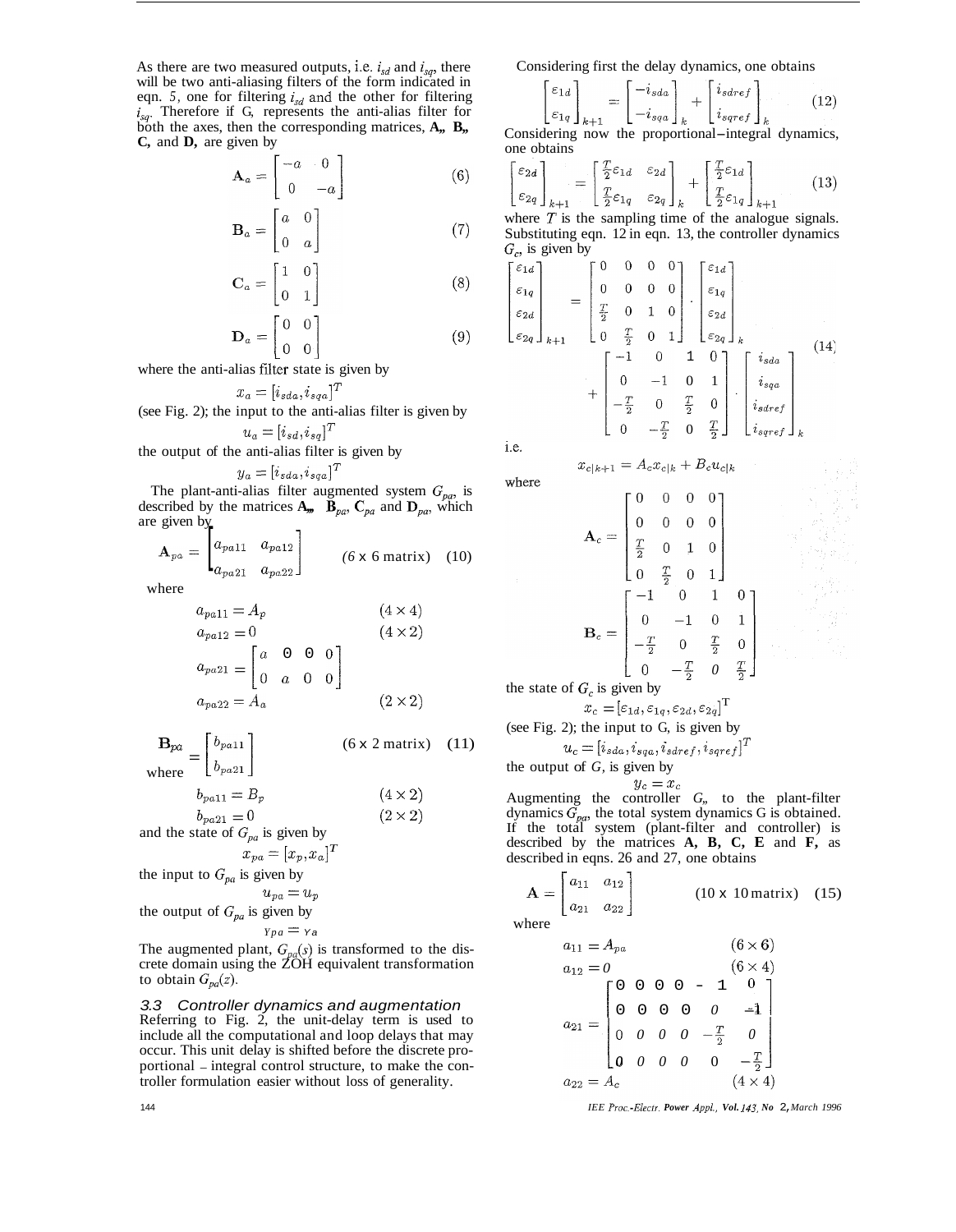As there are two measured outputs, i.e. $i_{sd}$ and $i_{sq}$, there will be two anti-aliasing filters of the form indicated in eqn. 5, one for filtering $i_{sd}$ and the other for filtering $i_{sq}$. Therefore if $G_a$ represents the anti-alias filter for both the axes, then the corresponding matrices, $\mathbf{A}_a$, $\mathbf{B}_a$, $\mathbf{C}_a$ and $\mathbf{D}_a$ are given by

$$\mathbf{A}_a = \begin{bmatrix} -a & 0 \\ 0 & -a \end{bmatrix} \quad (6)$$

$$\mathbf{B}_a = \begin{bmatrix} a & 0 \\ 0 & a \end{bmatrix} \quad (7)$$

$$\mathbf{C}_a = \begin{bmatrix} 1 & 0 \\ 0 & 1 \end{bmatrix} \quad (8)$$

$$\mathbf{D}_a = \begin{bmatrix} 0 & 0 \\ 0 & 0 \end{bmatrix} \quad (9)$$

where the anti-alias filter state is given by

$$x_a = [i_{sda}, i_{sqa}]^T$$

(see Fig. 2); the input to the anti-alias filter is given by

$$u_a = [i_{sd}, i_{sq}]^T$$

the output of the anti-alias filter is given by

$$y_a = [i_{sda}, i_{sqa}]^T$$

The plant-anti-alias filter augmented system $G_{pa}$, is described by the matrices $\mathbf{A}_{pa}$, $\mathbf{B}_{pa}$, $\mathbf{C}_{pa}$ and $\mathbf{D}_{pa}$, which are given by

$$\mathbf{A}_{pa} = \begin{bmatrix} a_{pa11} & a_{pa12} \\ a_{pa21} & a_{pa22} \end{bmatrix} \quad (6 \times 6 \text{ matrix}) \quad (10)$$

where

$$a_{pa11} = A_p \quad (4 \times 4)$$

$$a_{pa12} = 0 \quad (4 \times 2)$$

$$a_{pa21} = \begin{bmatrix} a & 0 & 0 & 0 \\ 0 & a & 0 & 0 \end{bmatrix}$$

$$a_{pa22} = A_a \quad (2 \times 2)$$

$$\mathbf{B}_{pa} = \begin{bmatrix} b_{pa11} \\ b_{pa21} \end{bmatrix} \quad (6 \times 2 \text{ matrix}) \quad (11)$$

where

$$b_{pa11} = B_p \quad (4 \times 2)$$

$$b_{pa21} = 0 \quad (2 \times 2)$$

and the state of $G_{pa}$ is given by

$$x_{pa} = [x_p, x_a]^T$$

the input to $G_{pa}$ is given by

$$u_{pa} = u_p$$

the output of $G_{pa}$ is given by

$$y_{pa} = y_a$$

The augmented plant, $G_{pa}(s)$ is transformed to the discrete domain using the ZOH equivalent transformation to obtain $G_{pa}(z)$.

### 3.3 Controller dynamics and augmentation

Referring to Fig. 2, the unit-delay term is used to include all the computational and loop delays that may occur. This unit delay is shifted before the discrete proportional – integral control structure, to make the controller formulation easier without loss of generality.

Considering first the delay dynamics, one obtains

$$\begin{bmatrix} \varepsilon_{1d} \\ \varepsilon_{1q} \end{bmatrix}_{k+1} = \begin{bmatrix} -i_{sda} \\ -i_{sqa} \end{bmatrix}_k + \begin{bmatrix} i_{sdref} \\ i_{sqref} \end{bmatrix}_k \quad (12)$$

Considering now the proportional–integral dynamics, one obtains

$$\begin{bmatrix} \varepsilon_{2d} \\ \varepsilon_{2q} \end{bmatrix}_{k+1} = \begin{bmatrix} \frac{T}{2}\varepsilon_{1d} & \varepsilon_{2d} \\ \frac{T}{2}\varepsilon_{1q} & \varepsilon_{2q} \end{bmatrix}_k + \begin{bmatrix} \frac{T}{2}\varepsilon_{1d} \\ \frac{T}{2}\varepsilon_{1q} \end{bmatrix}_{k+1} \quad (13)$$

where $T$ is the sampling time of the analogue signals. Substituting eqn. 12 in eqn. 13, the controller dynamics $G_c$, is given by

$$\begin{bmatrix} \varepsilon_{1d} \\ \varepsilon_{1q} \\ \varepsilon_{2d} \\ \varepsilon_{2q} \end{bmatrix}_{k+1} = \begin{bmatrix} 0 & 0 & 0 & 0 \\ 0 & 0 & 0 & 0 \\ \frac{T}{2} & 0 & 1 & 0 \\ 0 & \frac{T}{2} & 0 & 1 \end{bmatrix} \cdot \begin{bmatrix} \varepsilon_{1d} \\ \varepsilon_{1q} \\ \varepsilon_{2d} \\ \varepsilon_{2q} \end{bmatrix}_k + \begin{bmatrix} -1 & 0 & 1 & 0 \\ 0 & -1 & 0 & 1 \\ -\frac{T}{2} & 0 & \frac{T}{2} & 0 \\ 0 & -\frac{T}{2} & 0 & \frac{T}{2} \end{bmatrix} \cdot \begin{bmatrix} i_{sda} \\ i_{sqa} \\ i_{sdref} \\ i_{sqref} \end{bmatrix}_k \quad (14)$$

i.e.

$$x_{c|k+1} = A_c x_{c|k} + B_c u_{c|k}$$

where

$$\mathbf{A}_c = \begin{bmatrix} 0 & 0 & 0 & 0 \\ 0 & 0 & 0 & 0 \\ \frac{T}{2} & 0 & 1 & 0 \\ 0 & \frac{T}{2} & 0 & 1 \end{bmatrix}$$

$$\mathbf{B}_c = \begin{bmatrix} -1 & 0 & 1 & 0 \\ 0 & -1 & 0 & 1 \\ -\frac{T}{2} & 0 & \frac{T}{2} & 0 \\ 0 & -\frac{T}{2} & 0 & \frac{T}{2} \end{bmatrix}$$

the state of $G_c$ is given by

$$x_c = [\varepsilon_{1d}, \varepsilon_{1q}, \varepsilon_{2d}, \varepsilon_{2q}]^T$$

(see Fig. 2); the input to $G_c$ is given by

$$u_c = [i_{sda}, i_{sqa}, i_{sdref}, i_{sqref}]^T$$

the output of $G_c$ is given by

$$y_c = x_c$$

Augmenting the controller $G_c$, to the plant-filter dynamics $G_{pa}$, the total system dynamics G is obtained. If the total system (plant-filter and controller) is described by the matrices **A, B, C, E** and **F,** as described in eqns. 26 and 27, one obtains

$$\mathbf{A} = \begin{bmatrix} a_{11} & a_{12} \\ a_{21} & a_{22} \end{bmatrix} \quad (10 \times 10 \text{ matrix}) \quad (15)$$

where

$$a_{11} = A_{pa} \quad (6 \times 6)$$

$$a_{12} = 0 \quad (6 \times 4)$$

$$a_{21} = \begin{bmatrix} 0 & 0 & 0 & 0 & -1 & 0 \\ 0 & 0 & 0 & 0 & 0 & -1 \\ 0 & 0 & 0 & 0 & -\frac{T}{2} & 0 \\ 0 & 0 & 0 & 0 & 0 & -\frac{T}{2} \end{bmatrix}$$

$$a_{22} = A_c \quad (4 \times 4)$$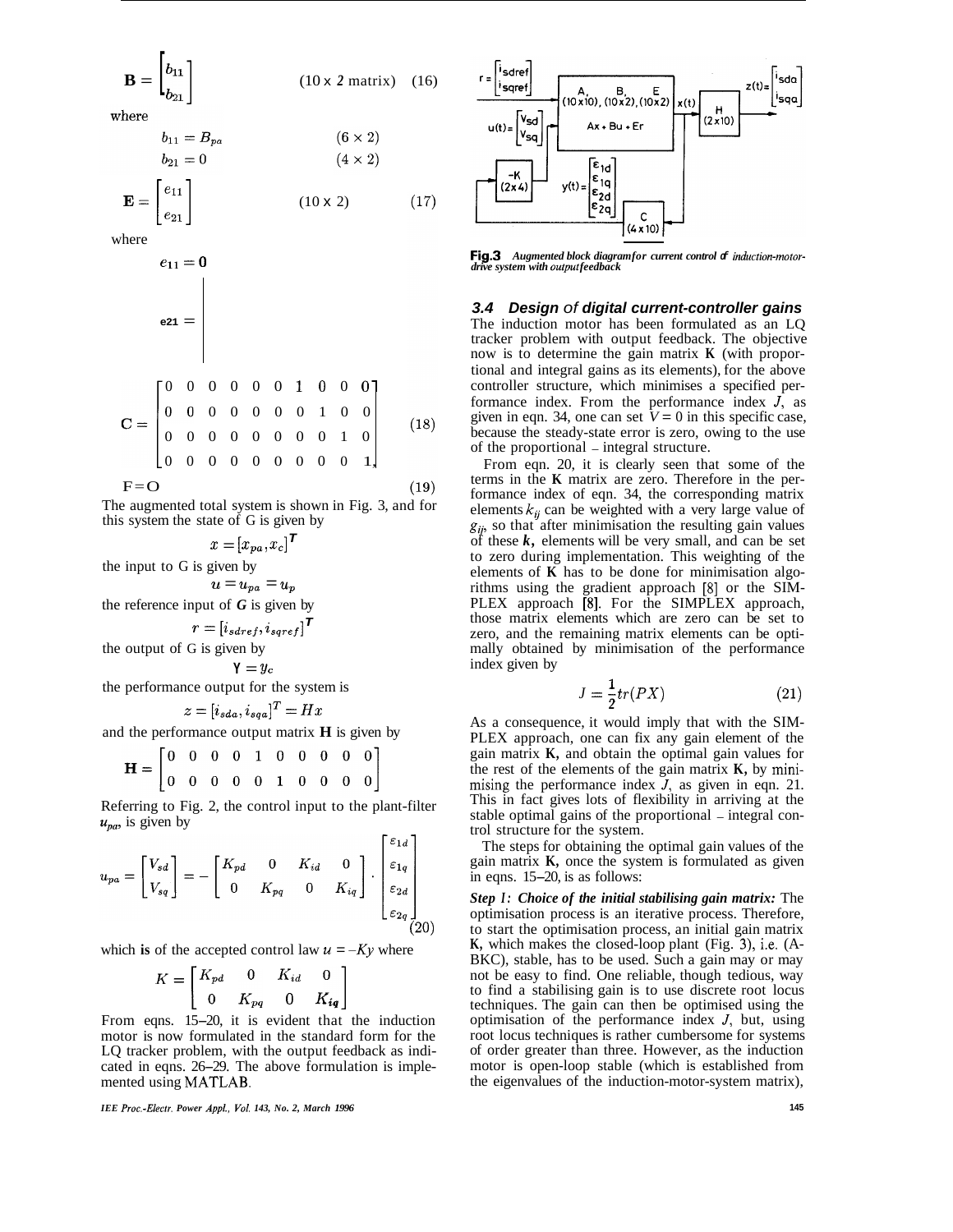$$\mathbf{B} = \begin{bmatrix} b_{11} \\ b_{21} \end{bmatrix} \qquad (10 \times 2 \text{ matrix}) \quad (16)$$

where

$$b_{11} = B_{pa} \qquad (6 \times 2)$$

$$b_{21} = 0 \qquad (4 \times 2)$$

$$\mathbf{E} = \begin{bmatrix} e_{11} \\ e_{21} \end{bmatrix} \qquad (10 \times 2) \quad (17)$$

where

$$e_{11} = \mathbf{0}$$

$$e_{21} = \left|\begin{matrix} \\ \\ \\ \end{matrix}\right.$$

$$\mathbf{C} = \begin{bmatrix} 0 & 0 & 0 & 0 & 0 & 0 & 1 & 0 & 0 & 0 \\ 0 & 0 & 0 & 0 & 0 & 0 & 0 & 1 & 0 & 0 \\ 0 & 0 & 0 & 0 & 0 & 0 & 0 & 0 & 1 & 0 \\ 0 & 0 & 0 & 0 & 0 & 0 & 0 & 0 & 0 & 1 \end{bmatrix} \quad (18)$$

$$\mathrm{F} = \mathrm{O} \quad (19)$$

The augmented total system is shown in Fig. 3, and for this system the state of G is given by

$$x = [x_{pa}, x_c]^T$$

the input to G is given by

$$u = u_{pa} = u_p$$

the reference input of *G* is given by

$$r = [i_{sdref}, i_{sqref}]^T$$

the output of G is given by

$$Y = y_c$$

the performance output for the system is

$$z = [i_{sda}, i_{sqa}]^T = Hx$$

and the performance output matrix **H** is given by

$$\mathbf{H} = \begin{bmatrix} 0 & 0 & 0 & 0 & 1 & 0 & 0 & 0 & 0 & 0 \\ 0 & 0 & 0 & 0 & 0 & 1 & 0 & 0 & 0 & 0 \end{bmatrix}$$

Referring to Fig. 2, the control input to the plant-filter $u_{pa}$, is given by

$$u_{pa} = \begin{bmatrix} V_{sd} \\ V_{sq} \end{bmatrix} = -\begin{bmatrix} K_{pd} & 0 & K_{id} & 0 \\ 0 & K_{pq} & 0 & K_{iq} \end{bmatrix} \cdot \begin{bmatrix} \varepsilon_{1d} \\ \varepsilon_{1q} \\ \varepsilon_{2d} \\ \varepsilon_{2q} \end{bmatrix} \quad (20)$$

which **is** of the accepted control law $u = -Ky$ where

$$K = \begin{bmatrix} K_{pd} & 0 & K_{id} & 0 \\ 0 & K_{pq} & 0 & K_{iq} \end{bmatrix}$$

From eqns. 15–20, it is evident that the induction motor is now formulated in the standard form for the LQ tracker problem, with the output feedback as indicated in eqns. 26–29. The above formulation is implemented using MATLAB.

**Fig.3** *Augmented block diagram for current control of induction-motor-drive system with output feedback*

### 3.4 Design of digital current-controller gains

The induction motor has been formulated as an LQ tracker problem with output feedback. The objective now is to determine the gain matrix **K** (with proportional and integral gains as its elements), for the above controller structure, which minimises a specified performance index. From the performance index $J$, as given in eqn. 34, one can set $V = 0$ in this specific case, because the steady-state error is zero, owing to the use of the proportional – integral structure.

From eqn. 20, it is clearly seen that some of the terms in the **K** matrix are zero. Therefore in the performance index of eqn. 34, the corresponding matrix elements $k_{ij}$ can be weighted with a very large value of $g_{ij}$, so that after minimisation the resulting gain values of these $k$, elements will be very small, and can be set to zero during implementation. This weighting of the elements of **K** has to be done for minimisation algorithms using the gradient approach [8] or the SIMPLEX approach [8]. For the SIMPLEX approach, those matrix elements which are zero can be set to zero, and the remaining matrix elements can be optimally obtained by minimisation of the performance index given by

$$J = \frac{1}{2} tr(PX) \quad (21)$$

As a consequence, it would imply that with the SIMPLEX approach, one can fix any gain element of the gain matrix **K**, and obtain the optimal gain values for the rest of the elements of the gain matrix **K**, by minimising the performance index $J$, as given in eqn. 21. This in fact gives lots of flexibility in arriving at the stable optimal gains of the proportional – integral control structure for the system.

The steps for obtaining the optimal gain values of the gain matrix **K**, once the system is formulated as given in eqns. 15–20, is as follows:

***Step 1: Choice of the initial stabilising gain matrix:*** The optimisation process is an iterative process. Therefore, to start the optimisation process, an initial gain matrix **K**, which makes the closed-loop plant (Fig. 3), i.e. (A-BKC), stable, has to be used. Such a gain may or may not be easy to find. One reliable, though tedious, way to find a stabilising gain is to use discrete root locus techniques. The gain can then be optimised using the optimisation of the performance index $J$, but, using root locus techniques is rather cumbersome for systems of order greater than three. However, as the induction motor is open-loop stable (which is established from the eigenvalues of the induction-motor-system matrix),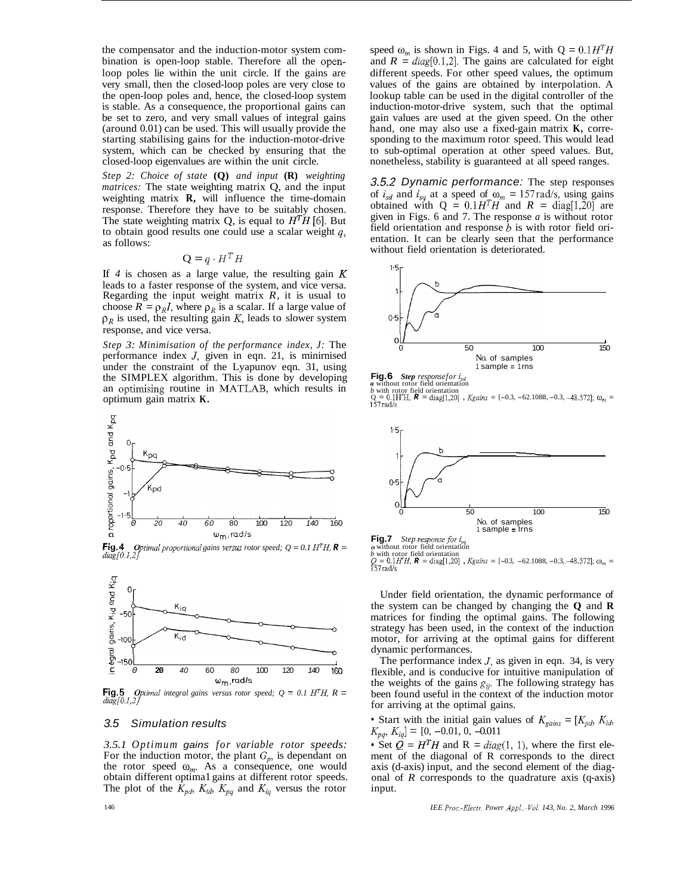the compensator and the induction-motor system combination is open-loop stable. Therefore all the open-loop poles lie within the unit circle. If the gains are very small, then the closed-loop poles are very close to the open-loop poles and, hence, the closed-loop system is stable. As a consequence, the proportional gains can be set to zero, and very small values of integral gains (around 0.01) can be used. This will usually provide the starting stabilising gains for the induction-motor-drive system, which can be checked by ensuring that the closed-loop eigenvalues are within the unit circle.

*Step 2: Choice of state* **(Q)** *and input* **(R)** *weighting matrices:* The state weighting matrix Q, and the input weighting matrix **R,** will influence the time-domain response. Therefore they have to be suitably chosen. The state weighting matrix Q, is equal to $H^T H$ [6]. But to obtain good results one could use a scalar weight $q$, as follows:

$$Q = q \cdot H^T H$$

If $q$ is chosen as a large value, the resulting gain $K$ leads to a faster response of the system, and vice versa. Regarding the input weight matrix $R$, it is usual to choose $R = \rho_R I$, where $\rho_R$ is a scalar. If a large value of $\rho_R$ is used, the resulting gain $K$, leads to slower system response, and vice versa.

*Step 3: Minimisation of the performance index, J:* The performance index $J$, given in eqn. 21, is minimised under the constraint of the Lyapunov eqn. 31, using the SIMPLEX algorithm. This is done by developing an optimising routine in MATLAB, which results in optimum gain matrix **K.**

**Fig. 4** *Optimal proportional gains versus rotor speed; $Q = 0.1\ H^T H$, $R = diag[0.1,2]$*

**Fig. 5** *Optimal integral gains versus rotor speed; $Q = 0.1\ H^T H$, $R = diag[0.1,2]$*

### 3.5 Simulation results

*3.5.1 Optimum gains for variable rotor speeds:* For the induction motor, the plant $G_p$, is dependant on the rotor speed $\omega_m$. As a consequence, one would obtain different optimal gains at different rotor speeds. The plot of the $K_{pd}$, $K_{id}$, $K_{pq}$ and $K_{iq}$ versus the rotor speed $\omega_m$ is shown in Figs. 4 and 5, with $Q = 0.1 H^T H$ and $R = diag[0.1,2]$. The gains are calculated for eight different speeds. For other speed values, the optimum values of the gains are obtained by interpolation. A lookup table can be used in the digital controller of the induction-motor-drive system, such that the optimal gain values are used at the given speed. On the other hand, one may also use a fixed-gain matrix **K,** corresponding to the maximum rotor speed. This would lead to sub-optimal operation at other speed values. But, nonetheless, stability is guaranteed at all speed ranges.

*3.5.2 Dynamic performance:* The step responses of $i_{sd}$ and $i_{sq}$ at a speed of $\omega_m = 157$ rad/s, using gains obtained with $Q = 0.1 H^T H$ and $R = \text{diag}[1,20]$ are given in Figs. 6 and 7. The response *a* is without rotor field orientation and response *b* is with rotor field orientation. It can be clearly seen that the performance without field orientation is deteriorated.

**Fig. 6** *Step response for $i_{sd}$*
*a* without rotor field orientation
*b* with rotor field orientation
$Q = 0.1 H^T H$, $R = \text{diag}[1,20]$, $Kgains = [-0.3, -62.1088, -0.3, -48.572]$; $\omega_m = 157$ rad/s

**Fig. 7** *Step response for $i_{sq}$*
*a* without rotor field orientation
*b* with rotor field orientation
$Q = 0.1 H^T H$, $R = \text{diag}[1,20]$, $Kgains = [-0.3, -62.1088, -0.3, -48.572]$; $\omega_m = 157$ rad/s

Under field orientation, the dynamic performance of the system can be changed by changing the **Q** and **R** matrices for finding the optimal gains. The following strategy has been used, in the context of the induction motor, for arriving at the optimal gains for different dynamic performances.

The performance index $J$, as given in eqn. 34, is very flexible, and is conducive for intuitive manipulation of the weights of the gains $g_{ij}$. The following strategy has been found useful in the context of the induction motor for arriving at the optimal gains.

- Start with the initial gain values of $K_{gains} = [K_{pd}, K_{id}, K_{pq}, K_{iq}] = [0, -0.01, 0, -0.011$
- Set $Q = H^T H$ and $R = diag(1, 1)$, where the first element of the diagonal of R corresponds to the direct axis (d-axis) input, and the second element of the diagonal of $R$ corresponds to the quadrature axis (q-axis) input.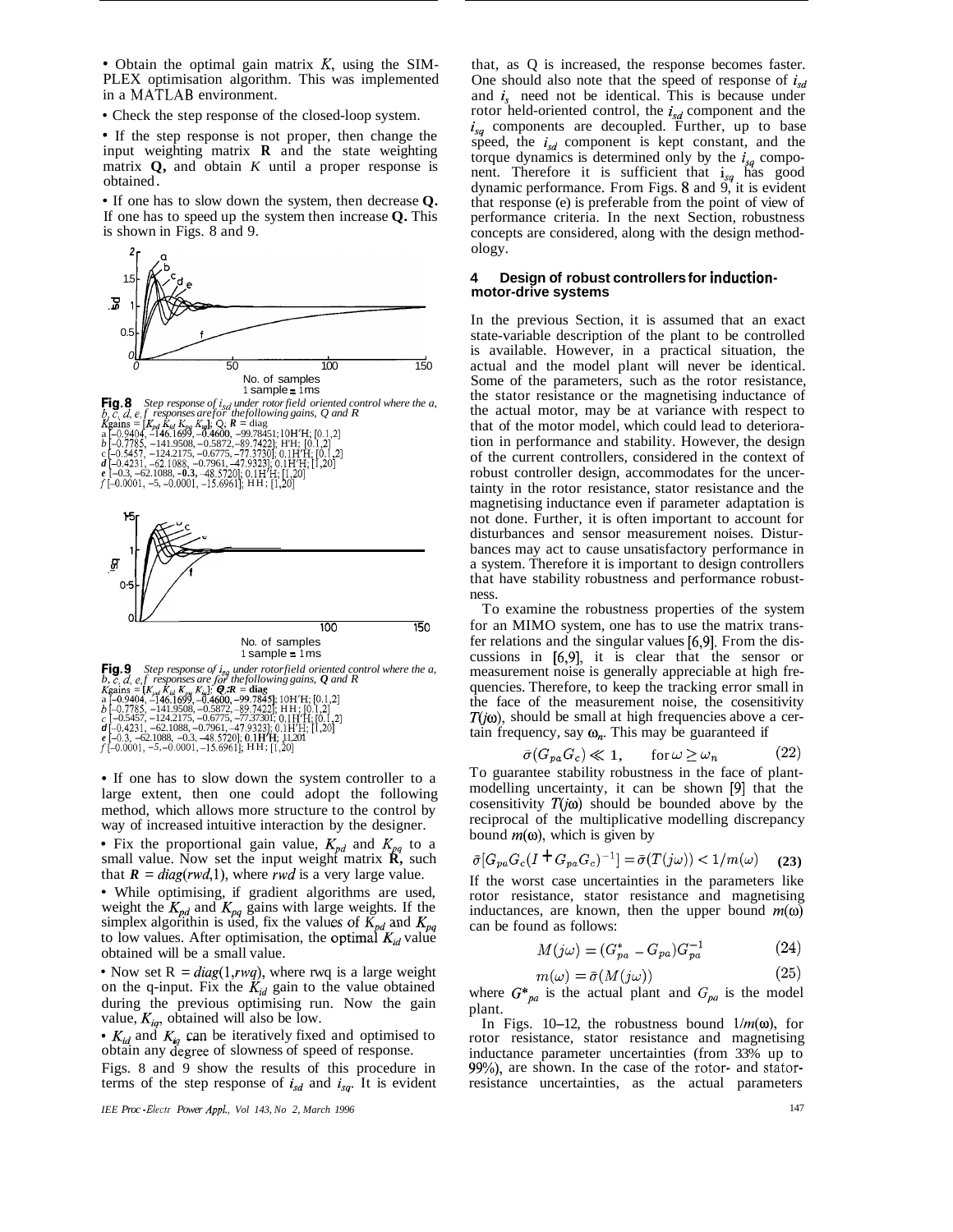• Obtain the optimal gain matrix $K$, using the SIMPLEX optimisation algorithm. This was implemented in a MATLAB environment.

• Check the step response of the closed-loop system.

• If the step response is not proper, then change the input weighting matrix **R** and the state weighting matrix **Q,** and obtain $K$ until a proper response is obtained.

• If one has to slow down the system, then decrease **Q.** If one has to speed up the system then increase **Q.** This is shown in Figs. 8 and 9.

**Fig. 8** *Step response of $i_{sd}$ under rotor field oriented control where the a, b, c, d, e, f responses are for the following gains, Q and R*
$K$gains = $[K_{pd}\ K_{id}\ K_{pq}\ K_{iq}]$; Q; $R$ = diag
a [–0.9404, –146.1699, –0.4600, –99.78451;10H′H; [0.1,2]
b [–0.7785, –141.9508, –0.5872, –89.7422]; H′H; [0.1,2]
c [–0.5457, –124.2175, –0.6775, –77.3730]; 0.1H′H; [0.1,2]
d [–0.4231, –62.1088, –0.7961, –47.9323]; 0.1H′H; [1,20]
e [–0.3, –62.1088, –0.3, –48.5720]; 0.1H′H; [1,20]
f [–0.0001, –5, –0.0001, –15.6961]; HH; [1,20]

**Fig. 9** *Step response of $i_{sq}$ under rotor field oriented control where the a, b, c, d, e, f responses are for the following gains, Q and R*
$K$gains = $[K_{pd}\ K_{id}\ K_{pq}\ K_{iq}]$; **Q**; **R** = **diag**
a [–0.9404, –146.1699, –0.4600, –99.7845]; 10H′H; [0.1,2]
b [–0.7785, –141.9508, –0.5872, –89.7422]; HH; [0.1,2]
c [–0.5457, –124.2175, –0.6775, –77.37301; 0.1H′H; [0.1,2]
d [–0.4231, –62.1088, –0.7961, –47.9323]; 0.1H′H; [1,20]
e [–0.3, –62.1088, –0.3, –48.5720]; 0.1H′H; [1,20]
f [–0.0001, –5, –0.0001, –15.6961]; HH; [1,20]

• If one has to slow down the system controller to a large extent, then one could adopt the following method, which allows more structure to the control by way of increased intuitive interaction by the designer.

• Fix the proportional gain value, $K_{pd}$ and $K_{pq}$ to a small value. Now set the input weight matrix **R**, such that $R = diag(rwd, 1)$, where $rwd$ is a very large value.

• While optimising, if gradient algorithms are used, weight the $K_{pd}$ and $K_{pq}$ gains with large weights. If the simplex algorithm is used, fix the values of $K_{pd}$ and $K_{pq}$ to low values. After optimisation, the optimal $K_{id}$ value obtained will be a small value.

• Now set R = $diag(1, rwq)$, where rwq is a large weight on the q-input. Fix the $K_{id}$ gain to the value obtained during the previous optimising run. Now the gain value, $K_{iq}$, obtained will also be low.

• $K_{id}$ and $K_{iq}$ can be iteratively fixed and optimised to obtain any degree of slowness of speed of response.

Figs. 8 and 9 show the results of this procedure in terms of the step response of $i_{sd}$ and $i_{sq}$. It is evident that, as Q is increased, the response becomes faster. One should also note that the speed of response of $i_{sd}$ and $i_s$ need not be identical. This is because under rotor held-oriented control, the $i_{sd}$ component and the $i_{sq}$ components are decoupled. Further, up to base speed, the $i_{sd}$ component is kept constant, and the torque dynamics is determined only by the $i_{sq}$ component. Therefore it is sufficient that $i_{sq}$ has good dynamic performance. From Figs. 8 and 9, it is evident that response (e) is preferable from the point of view of performance criteria. In the next Section, robustness concepts are considered, along with the design methodology.

## 4 Design of robust controllers for induction-motor-drive systems

In the previous Section, it is assumed that an exact state-variable description of the plant to be controlled is available. However, in a practical situation, the actual and the model plant will never be identical. Some of the parameters, such as the rotor resistance, the stator resistance or the magnetising inductance of the actual motor, may be at variance with respect to that of the motor model, which could lead to deterioration in performance and stability. However, the design of the current controllers, considered in the context of robust controller design, accommodates for the uncertainty in the rotor resistance, stator resistance and the magnetising inductance even if parameter adaptation is not done. Further, it is often important to account for disturbances and sensor measurement noises. Disturbances may act to cause unsatisfactory performance in a system. Therefore it is important to design controllers that have stability robustness and performance robustness.

To examine the robustness properties of the system for an MIMO system, one has to use the matrix transfer relations and the singular values [6,9]. From the discussions in [6,9], it is clear that the sensor or measurement noise is generally appreciable at high frequencies. Therefore, to keep the tracking error small in the face of the measurement noise, the cosensitivity $T(j\omega)$, should be small at high frequencies above a certain frequency, say $\omega_n$. This may be guaranteed if

$$\bar{\sigma}(G_{pa}G_c) \ll 1, \qquad \text{for } \omega \geq \omega_n \tag{22}$$

To guarantee stability robustness in the face of plant-modelling uncertainty, it can be shown [9] that the cosensitivity $T(j\omega)$ should be bounded above by the reciprocal of the multiplicative modelling discrepancy bound $m(\omega)$, which is given by

$$\bar{\sigma}[G_{pa}G_c(I + G_{pa}G_c)^{-1}] = \bar{\sigma}(T(j\omega)) < 1/m(\omega) \tag{23}$$

If the worst case uncertainties in the parameters like rotor resistance, stator resistance and magnetising inductances, are known, then the upper bound $m(\omega)$ can be found as follows:

$$M(j\omega) = (G^*_{pa} - G_{pa})G^{-1}_{pa} \tag{24}$$

$$m(\omega) = \bar{\sigma}(M(j\omega)) \tag{25}$$

where $G^*_{pa}$ is the actual plant and $G_{pa}$ is the model plant.

In Figs. 10–12, the robustness bound $1/m(\omega)$, for rotor resistance, stator resistance and magnetising inductance parameter uncertainties (from 33% up to 99%), are shown. In the case of the rotor- and stator-resistance uncertainties, as the actual parameters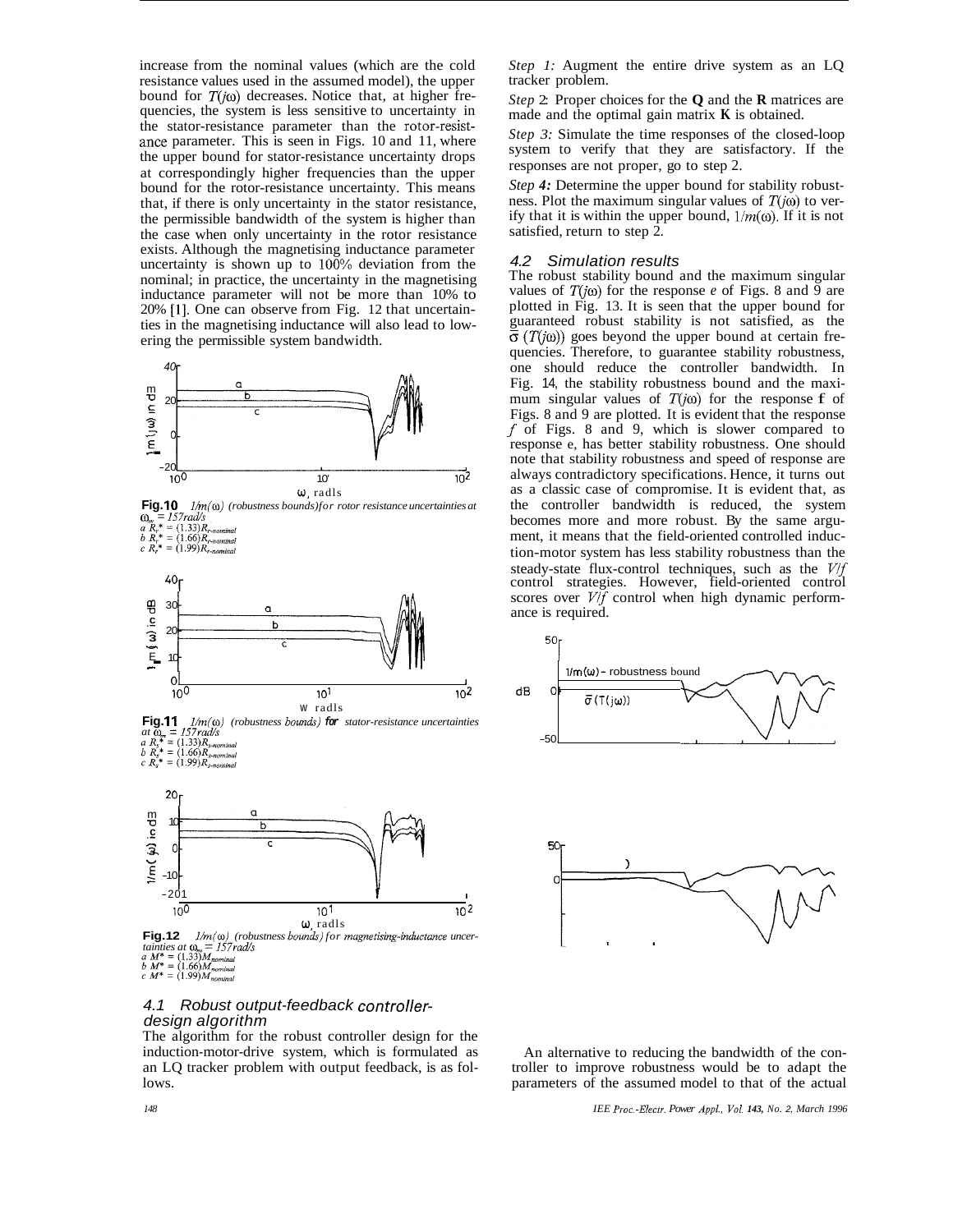increase from the nominal values (which are the cold resistance values used in the assumed model), the upper bound for $T(j\omega)$ decreases. Notice that, at higher frequencies, the system is less sensitive to uncertainty in the stator-resistance parameter than the rotor-resistance parameter. This is seen in Figs. 10 and 11, where the upper bound for stator-resistance uncertainty drops at correspondingly higher frequencies than the upper bound for the rotor-resistance uncertainty. This means that, if there is only uncertainty in the stator resistance, the permissible bandwidth of the system is higher than the case when only uncertainty in the rotor resistance exists. Although the magnetising inductance parameter uncertainty is shown up to 100% deviation from the nominal; in practice, the uncertainty in the magnetising inductance parameter will not be more than 10% to 20% [1]. One can observe from Fig. 12 that uncertainties in the magnetising inductance will also lead to lowering the permissible system bandwidth.

**Fig. 10** *$1/m(\omega)$ (robustness bounds) for rotor resistance uncertainties at $\omega_m = 157$ rad/s*
*a* $R_r^* = (1.33)R_{r\text{-nominal}}$
*b* $R_r^* = (1.66)R_{r\text{-nominal}}$
*c* $R_r^* = (1.99)R_{r\text{-nominal}}$

**Fig. 11** *$1/m(\omega)$ (robustness bounds) for stator-resistance uncertainties at $\omega_m = 157$ rad/s*
*a* $R_s^* = (1.33)R_{s\text{-nominal}}$
*b* $R_s^* = (1.66)R_{s\text{-nominal}}$
*c* $R_s^* = (1.99)R_{s\text{-nominal}}$

**Fig. 12** *$1/m(\omega)$ (robustness bounds) for magnetising-inductance uncertainties at $\omega_m = 157$ rad/s*
*a* $M^* = (1.33)M_{nominal}$
*b* $M^* = (1.66)M_{nominal}$
*c* $M^* = (1.99)M_{nominal}$

### 4.1 Robust output-feedback controller-design algorithm

The algorithm for the robust controller design for the induction-motor-drive system, which is formulated as an LQ tracker problem with output feedback, is as follows.

*Step 1:* Augment the entire drive system as an LQ tracker problem.

*Step 2:* Proper choices for the **Q** and the **R** matrices are made and the optimal gain matrix **K** is obtained.

*Step 3:* Simulate the time responses of the closed-loop system to verify that they are satisfactory. If the responses are not proper, go to step 2.

*Step 4:* Determine the upper bound for stability robustness. Plot the maximum singular values of $T(j\omega)$ to verify that it is within the upper bound, $1/m(\omega)$. If it is not satisfied, return to step 2.

### 4.2 Simulation results

The robust stability bound and the maximum singular values of $T(j\omega)$ for the response *e* of Figs. 8 and 9 are plotted in Fig. 13. It is seen that the upper bound for guaranteed robust stability is not satisfied, as the $\bar{\sigma}(T(j\omega))$ goes beyond the upper bound at certain frequencies. Therefore, to guarantee stability robustness, one should reduce the controller bandwidth. In Fig. 14, the stability robustness bound and the maximum singular values of $T(j\omega)$ for the response **f** of Figs. 8 and 9 are plotted. It is evident that the response *f* of Figs. 8 and 9, which is slower compared to response e, has better stability robustness. One should note that stability robustness and speed of response are always contradictory specifications. Hence, it turns out as a classic case of compromise. It is evident that, as the controller bandwidth is reduced, the system becomes more and more robust. By the same argument, it means that the field-oriented controlled induction-motor system has less stability robustness than the steady-state flux-control techniques, such as the *V/f* control strategies. However, field-oriented control scores over *V/f* control when high dynamic performance is required.

An alternative to reducing the bandwidth of the controller to improve robustness would be to adapt the parameters of the assumed model to that of the actual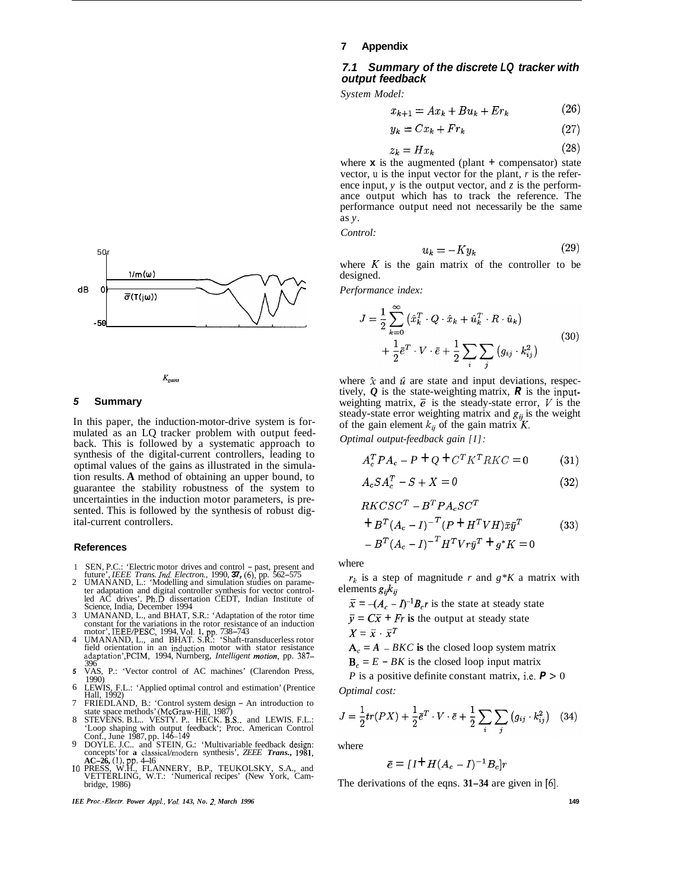50

1/m(ω)

dB 0

$\bar{\sigma}(T(j\omega))$

-50

$K_{gains}$

## 5 Summary

In this paper, the induction-motor-drive system is formulated as an LQ tracker problem with output feedback. This is followed by a systematic approach to synthesis of the digital-current controllers, leading to optimal values of the gains as illustrated in the simulation results. A method of obtaining an upper bound, to guarantee the stability robustness of the system to uncertainties in the induction motor parameters, is presented. This is followed by the synthesis of robust digital-current controllers.

## References

1. SEN, P.C.: 'Electric motor drives and control – past, present and future', *IEEE Trans. Ind. Electron.*, 1990, **37**, (6), pp. 562–575
2. UMANAND, L.: 'Modelling and simulation studies on parameter adaptation and digital controller synthesis for vector controlled AC drives'. Ph.D dissertation CEDT, Indian Institute of Science, India, December 1994
3. UMANAND, L., and BHAT, S.R.: 'Adaptation of the rotor time constant for the variations in the rotor resistance of an induction motor', IEEE/PESC, 1994, Vol. 1, pp. 738–743
4. UMANAND, L., and BHAT. S.R.: 'Shaft-transducerless rotor field orientation in an induction motor with stator resistance adaptation', PCIM, 1994, Nurnberg, *Intelligent motion*, pp. 387–396
5. VAS, P.: 'Vector control of AC machines' (Clarendon Press, 1990)
6. LEWIS, F.L.: 'Applied optimal control and estimation' (Prentice Hall, 1992)
7. FRIEDLAND, B.: 'Control system design – An introduction to state space methods' (McGraw-Hill, 1987)
8. STEVENS. B.L.. VESTY. P.. HECK. B.S.. and LEWIS. F.L.: 'Loop shaping with output feedback'; Proc. American Control Conf., June 1987, pp. 146–149
9. DOYLE. J.C.. and STEIN, G.: 'Multivariable feedback design: concepts for a classical/modern synthesis', *IEEE Trans.*, **1981**, **AC–26**, (1), pp. 4–16
10. PRESS, W.H., FLANNERY, B.P., TEUKOLSKY, S.A., and VETTERLING, W.T.: 'Numerical recipes' (New York, Cambridge, 1986)

## 7 Appendix

### 7.1 Summary of the discrete LQ tracker with output feedback

*System Model:*

$$x_{k+1} = Ax_k + Bu_k + Er_k \tag{26}$$

$$y_k = Cx_k + Fr_k \tag{27}$$

$$z_k = Hx_k \tag{28}$$

where $\mathbf{x}$ is the augmented (plant + compensator) state vector, u is the input vector for the plant, $r$ is the reference input, $y$ is the output vector, and $z$ is the performance output which has to track the reference. The performance output need not necessarily be the same as $y$.

*Control:*

$$u_k = -Ky_k \tag{29}$$

where $K$ is the gain matrix of the controller to be designed.

*Performance index:*

$$J = \frac{1}{2}\sum_{k=0}^{\infty}\left(\hat{x}_k^T \cdot Q \cdot \hat{x}_k + \hat{u}_k^T \cdot R \cdot \hat{u}_k\right) + \frac{1}{2}\bar{e}^T \cdot V \cdot \bar{e} + \frac{1}{2}\sum_i\sum_j\left(g_{ij} \cdot k_{ij}^2\right) \tag{30}$$

where $\hat{x}$ and $\hat{u}$ are state and input deviations, respectively, $\boldsymbol{Q}$ is the state-weighting matrix, $\boldsymbol{R}$ is the input-weighting matrix, $\bar{e}$ is the steady-state error, $V$ is the steady-state error weighting matrix and $g_{ij}$ is the weight of the gain element $k_{ij}$ of the gain matrix $K$.

*Optimal output-feedback gain [1]:*

$$A_c^T P A_c - P + Q + C^T K^T R K C = 0 \tag{31}$$

$$A_c S A_c^T - S + X = 0 \tag{32}$$

$$RKCSC^T - B^T P A_c S C^T + B^T(A_c - I)^{-T}(P + H^T V H)\bar{x}\bar{y}^T - B^T(A_c - I)^{-T} H^T V r \bar{y}^T + g^* K = 0 \tag{33}$$

where

$r_k$ is a step of magnitude $r$ and $g^*K$ a matrix with elements $g_{ij}k_{ij}$

$\bar{x} = -(A_c - I)^{-1}B_c r$ is the state at steady state

$\bar{y} = C\bar{x} + Fr$ **is** the output at steady state

$X = \bar{x} \cdot \bar{x}^T$

$\mathbf{A}_c = A - BKC$ **is** the closed loop system matrix

$\mathbf{B}_c = E - BK$ is the closed loop input matrix

$P$ is a positive definite constant matrix, i.e. $\boldsymbol{P} > 0$

*Optimal cost:*

$$J = \frac{1}{2}tr(PX) + \frac{1}{2}\bar{e}^T \cdot V \cdot \bar{e} + \frac{1}{2}\sum_i\sum_j\left(g_{ij} \cdot k_{ij}^2\right) \tag{34}$$

where

$$\bar{e} = [I + H(A_c - I)^{-1}B_c]r$$

The derivations of the eqns. **31–34** are given in [6].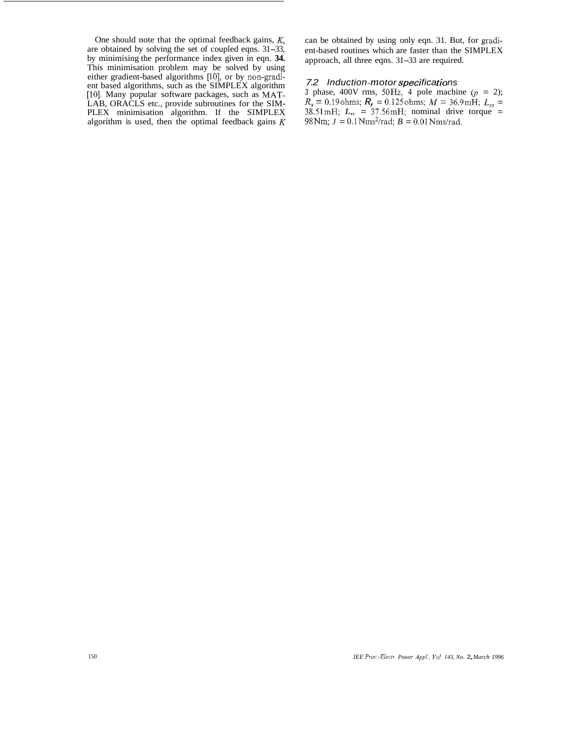One should note that the optimal feedback gains, $K$, are obtained by solving the set of coupled eqns. 31–33, by minimising the performance index given in eqn. 34. This minimisation problem may be solved by using either gradient-based algorithms [10], or by non-gradient based algorithms, such as the SIMPLEX algorithm [10]. Many popular software packages, such as MATLAB, ORACLS etc., provide subroutines for the SIMPLEX minimisation algorithm. If the SIMPLEX algorithm is used, then the optimal feedback gains $K$ can be obtained by using only eqn. 31. But, for gradient-based routines which are faster than the SIMPLEX approach, all three eqns. 31–33 are required.

### 7.2 Induction-motor specifications

3 phase, 400V rms, 50Hz, 4 pole machine ($p$ = 2); $R_s$ = 0.19 ohms; $R_r$ = 0.125 ohms; $M$ = 36.9 mH; $L_{ss}$ = 38.51 mH; $L_{rr}$ = 37.56 mH; nominal drive torque = 98 Nm; $J$ = 0.1 Nms$^2$/rad; $B$ = 0.01 Nms/rad.